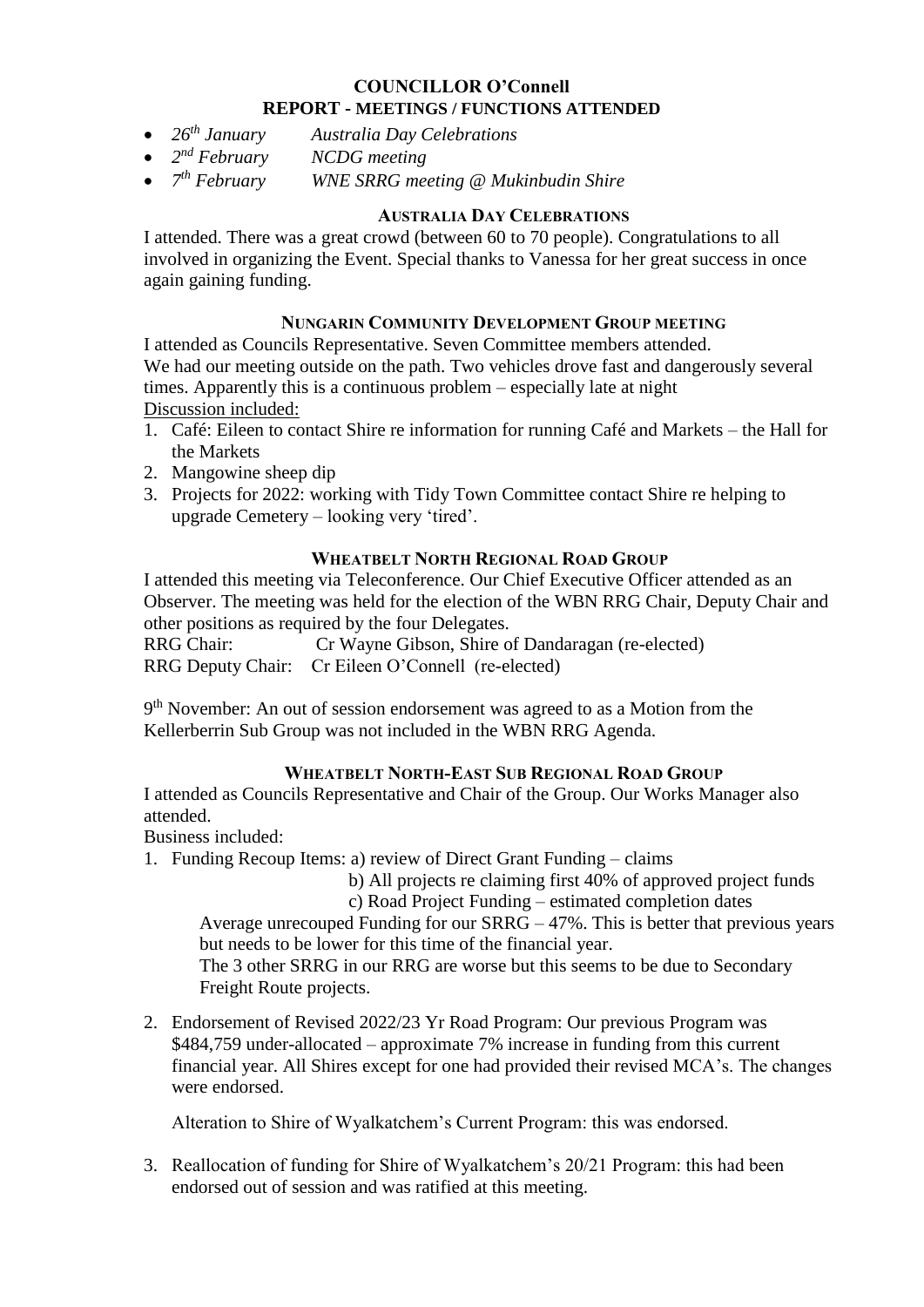# COUNCILLOR O'Connell
## REPORT - MEETINGS / FUNCTIONS ATTENDED

- *26th January* *Australia Day Celebrations*
- *2nd February* *NCDG meeting*
- *7th February* *WNE SRRG meeting @ Mukinbudin Shire*

### AUSTRALIA DAY CELEBRATIONS

I attended. There was a great crowd (between 60 to 70 people). Congratulations to all involved in organizing the Event. Special thanks to Vanessa for her great success in once again gaining funding.

### NUNGARIN COMMUNITY DEVELOPMENT GROUP MEETING

I attended as Councils Representative. Seven Committee members attended.
We had our meeting outside on the path. Two vehicles drove fast and dangerously several times. Apparently this is a continuous problem – especially late at night
Discussion included:

1. Café: Eileen to contact Shire re information for running Café and Markets – the Hall for the Markets
2. Mangowine sheep dip
3. Projects for 2022: working with Tidy Town Committee contact Shire re helping to upgrade Cemetery – looking very 'tired'.

### WHEATBELT NORTH REGIONAL ROAD GROUP

I attended this meeting via Teleconference. Our Chief Executive Officer attended as an Observer. The meeting was held for the election of the WBN RRG Chair, Deputy Chair and other positions as required by the four Delegates.
RRG Chair: Cr Wayne Gibson, Shire of Dandaragan (re-elected)
RRG Deputy Chair: Cr Eileen O'Connell (re-elected)

9th November: An out of session endorsement was agreed to as a Motion from the Kellerberrin Sub Group was not included in the WBN RRG Agenda.

### WHEATBELT NORTH-EAST SUB REGIONAL ROAD GROUP

I attended as Councils Representative and Chair of the Group. Our Works Manager also attended.
Business included:

1. Funding Recoup Items: a) review of Direct Grant Funding – claims
   b) All projects re claiming first 40% of approved project funds
   c) Road Project Funding – estimated completion dates
   
   Average unrecouped Funding for our SRRG – 47%. This is better that previous years but needs to be lower for this time of the financial year.
   The 3 other SRRG in our RRG are worse but this seems to be due to Secondary Freight Route projects.

2. Endorsement of Revised 2022/23 Yr Road Program: Our previous Program was $484,759 under-allocated – approximate 7% increase in funding from this current financial year. All Shires except for one had provided their revised MCA's. The changes were endorsed.

   Alteration to Shire of Wyalkatchem's Current Program: this was endorsed.

3. Reallocation of funding for Shire of Wyalkatchem's 20/21 Program: this had been endorsed out of session and was ratified at this meeting.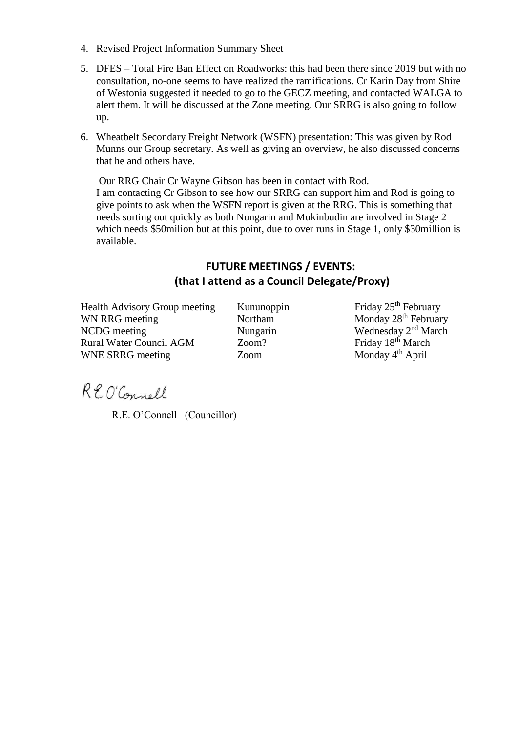4. Revised Project Information Summary Sheet

5. DFES – Total Fire Ban Effect on Roadworks: this had been there since 2019 but with no consultation, no-one seems to have realized the ramifications. Cr Karin Day from Shire of Westonia suggested it needed to go to the GECZ meeting, and contacted WALGA to alert them. It will be discussed at the Zone meeting. Our SRRG is also going to follow up.

6. Wheatbelt Secondary Freight Network (WSFN) presentation: This was given by Rod Munns our Group secretary. As well as giving an overview, he also discussed concerns that he and others have.

   Our RRG Chair Cr Wayne Gibson has been in contact with Rod.
   I am contacting Cr Gibson to see how our SRRG can support him and Rod is going to give points to ask when the WSFN report is given at the RRG. This is something that needs sorting out quickly as both Nungarin and Mukinbudin are involved in Stage 2 which needs \$50milion but at this point, due to over runs in Stage 1, only \$30million is available.

## FUTURE MEETINGS / EVENTS:
## (that I attend as a Council Delegate/Proxy)

| | | |
|---|---|---|
| Health Advisory Group meeting | Kununoppin | Friday 25th February |
| WN RRG meeting | Northam | Monday 28th February |
| NCDG meeting | Nungarin | Wednesday 2nd March |
| Rural Water Council AGM | Zoom? | Friday 18th March |
| WNE SRRG meeting | Zoom | Monday 4th April |

R E O'Connell

R.E. O'Connell (Councillor)